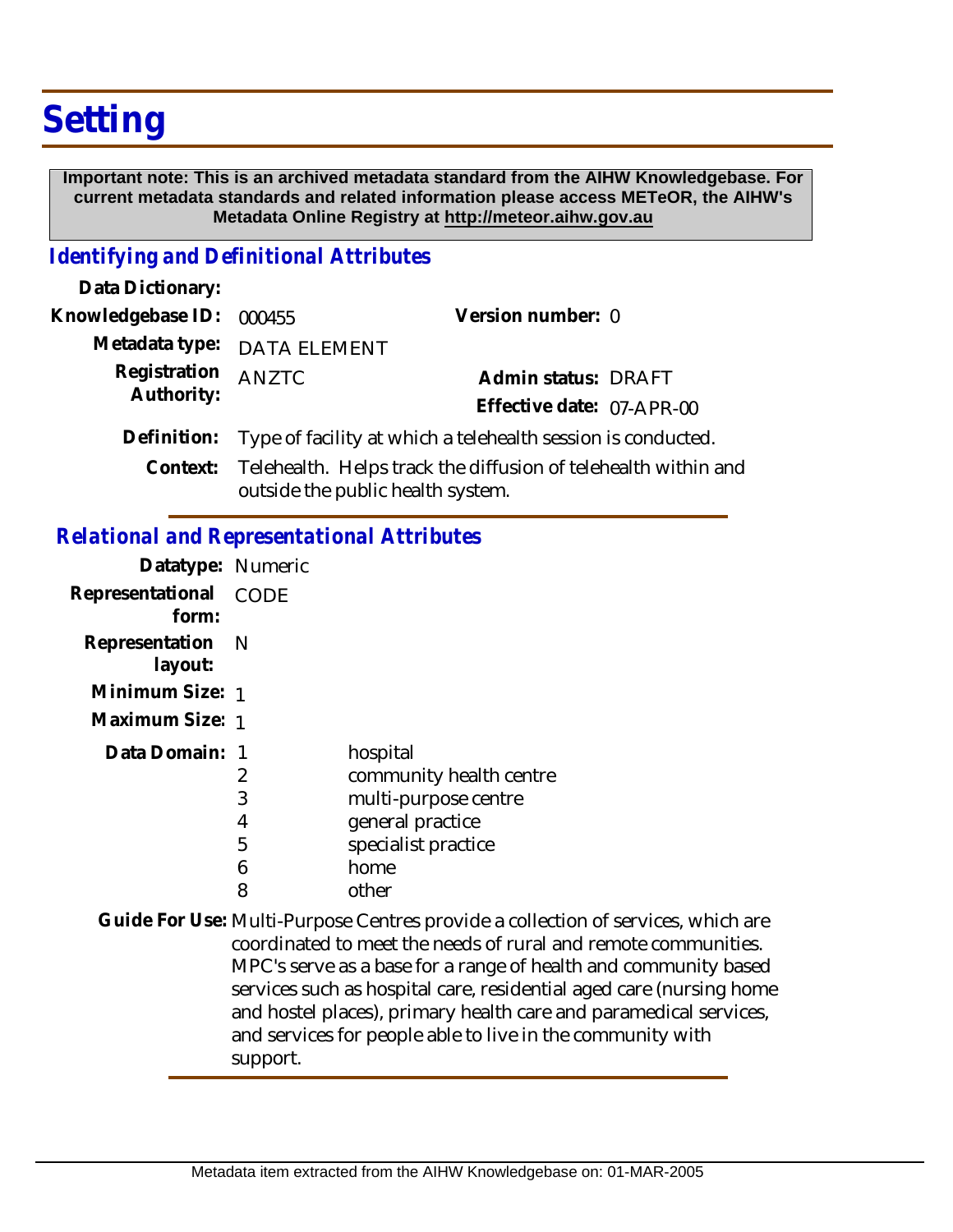# Setting

**Important note: This is an archived metadata standard from the AIHW Knowledgebase. For current metadata standards and related information please access METeOR, the AIHW's Metadata Online Registry at http://meteor.aihw.gov.au**

## *Identifying and Definitional Attributes*

**Data Dictionary:**

**Knowledgebase ID:** 000455

**Version number:** 0

**Metadata type:** DATA ELEMENT

**Registration Authority:** ANZTC

**Admin status:** DRAFT

**Effective date:** 07-APR-00

**Definition:** Type of facility at which a telehealth session is conducted.

**Context:** Telehealth. Helps track the diffusion of telehealth within and outside the public health system.

## *Relational and Representational Attributes*

**Datatype:** Numeric

**Representational form:** CODE

**Representation layout:** N

**Minimum Size:** 1

**Maximum Size:** 1

**Data Domain:**

| Code | Description |
|---|---|
| 1 | hospital |
| 2 | community health centre |
| 3 | multi-purpose centre |
| 4 | general practice |
| 5 | specialist practice |
| 6 | home |
| 8 | other |

**Guide For Use:** Multi-Purpose Centres provide a collection of services, which are coordinated to meet the needs of rural and remote communities. MPC's serve as a base for a range of health and community based services such as hospital care, residential aged care (nursing home and hostel places), primary health care and paramedical services, and services for people able to live in the community with support.

Metadata item extracted from the AIHW Knowledgebase on: 01-MAR-2005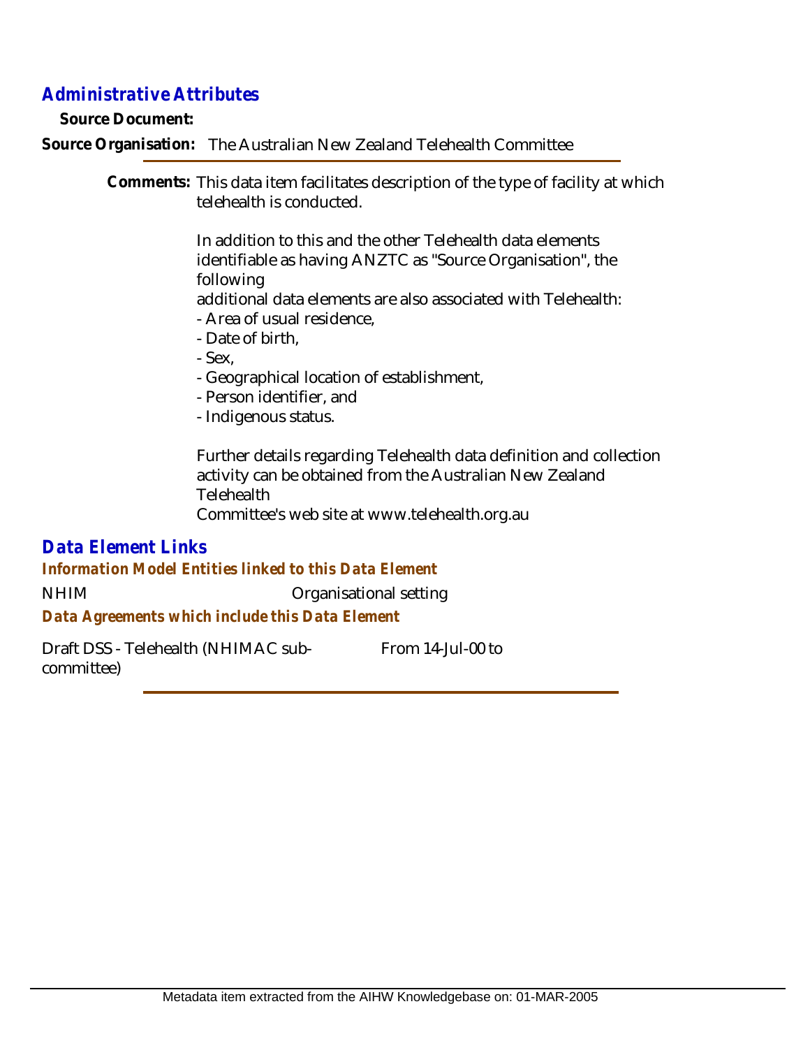## Administrative Attributes

**Source Document:**

**Source Organisation:** The Australian New Zealand Telehealth Committee

**Comments:** This data item facilitates description of the type of facility at which telehealth is conducted.

In addition to this and the other Telehealth data elements identifiable as having ANZTC as "Source Organisation", the following
additional data elements are also associated with Telehealth:
- Area of usual residence,
- Date of birth,
- Sex,
- Geographical location of establishment,
- Person identifier, and
- Indigenous status.

Further details regarding Telehealth data definition and collection activity can be obtained from the Australian New Zealand Telehealth
Committee's web site at www.telehealth.org.au

## Data Element Links

### Information Model Entities linked to this Data Element

| | |
|---|---|
| NHIM | Organisational setting |

### Data Agreements which include this Data Element

| | |
|---|---|
| Draft DSS - Telehealth (NHIMAC sub-committee) | From 14-Jul-00 to |

Metadata item extracted from the AIHW Knowledgebase on: 01-MAR-2005